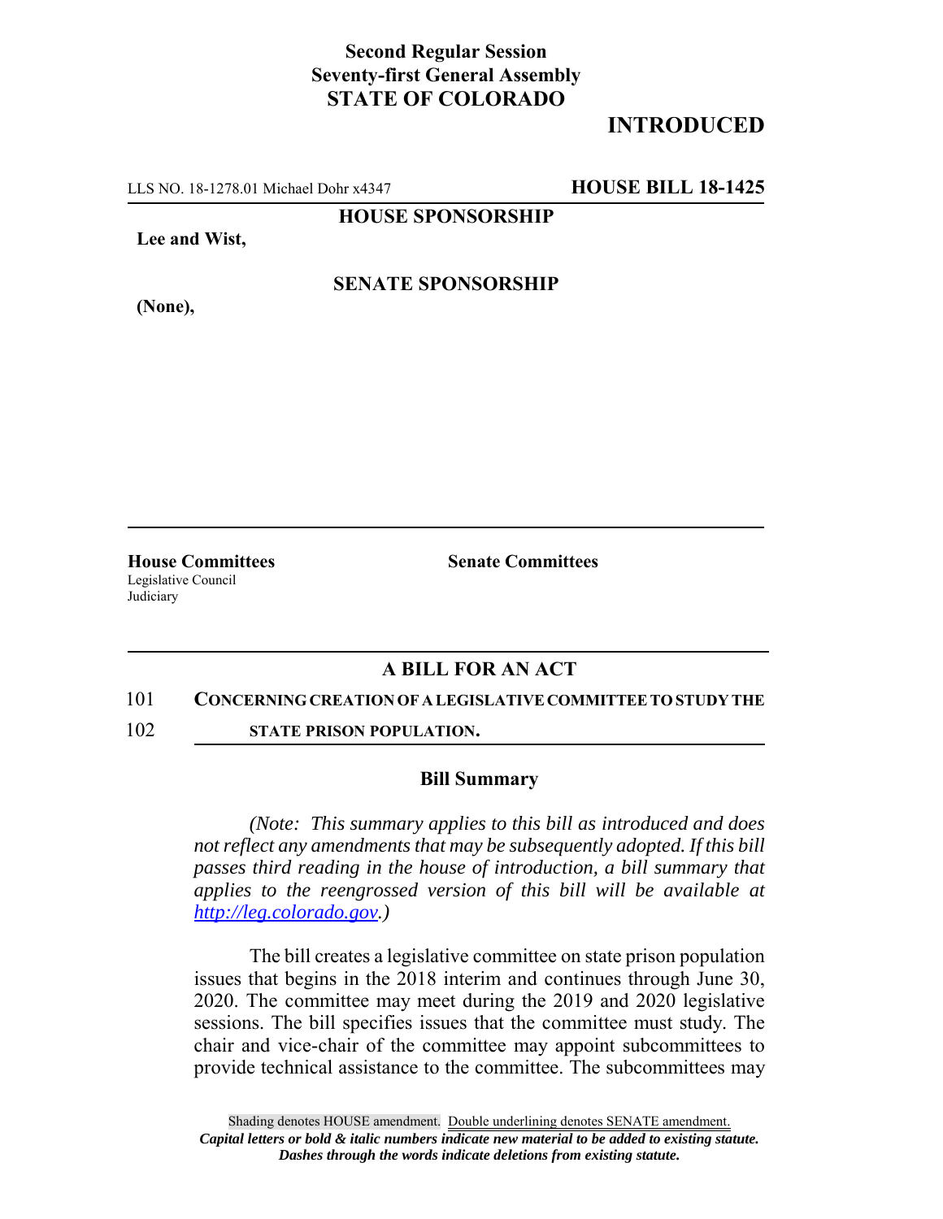**Second Regular Session**
**Seventy-first General Assembly**
**STATE OF COLORADO**

**INTRODUCED**

LLS NO. 18-1278.01 Michael Dohr x4347 **HOUSE BILL 18-1425**

**HOUSE SPONSORSHIP**

**Lee and Wist,**

**SENATE SPONSORSHIP**

**(None),**

**House Committees**
Legislative Council
Judiciary

**Senate Committees**

## A BILL FOR AN ACT

101 **CONCERNING CREATION OF A LEGISLATIVE COMMITTEE TO STUDY THE**
102 **STATE PRISON POPULATION.**

### Bill Summary

*(Note: This summary applies to this bill as introduced and does not reflect any amendments that may be subsequently adopted. If this bill passes third reading in the house of introduction, a bill summary that applies to the reengrossed version of this bill will be available at http://leg.colorado.gov.)*

The bill creates a legislative committee on state prison population issues that begins in the 2018 interim and continues through June 30, 2020. The committee may meet during the 2019 and 2020 legislative sessions. The bill specifies issues that the committee must study. The chair and vice-chair of the committee may appoint subcommittees to provide technical assistance to the committee. The subcommittees may

Shading denotes HOUSE amendment. Double underlining denotes SENATE amendment.
*Capital letters or bold & italic numbers indicate new material to be added to existing statute.*
*Dashes through the words indicate deletions from existing statute.*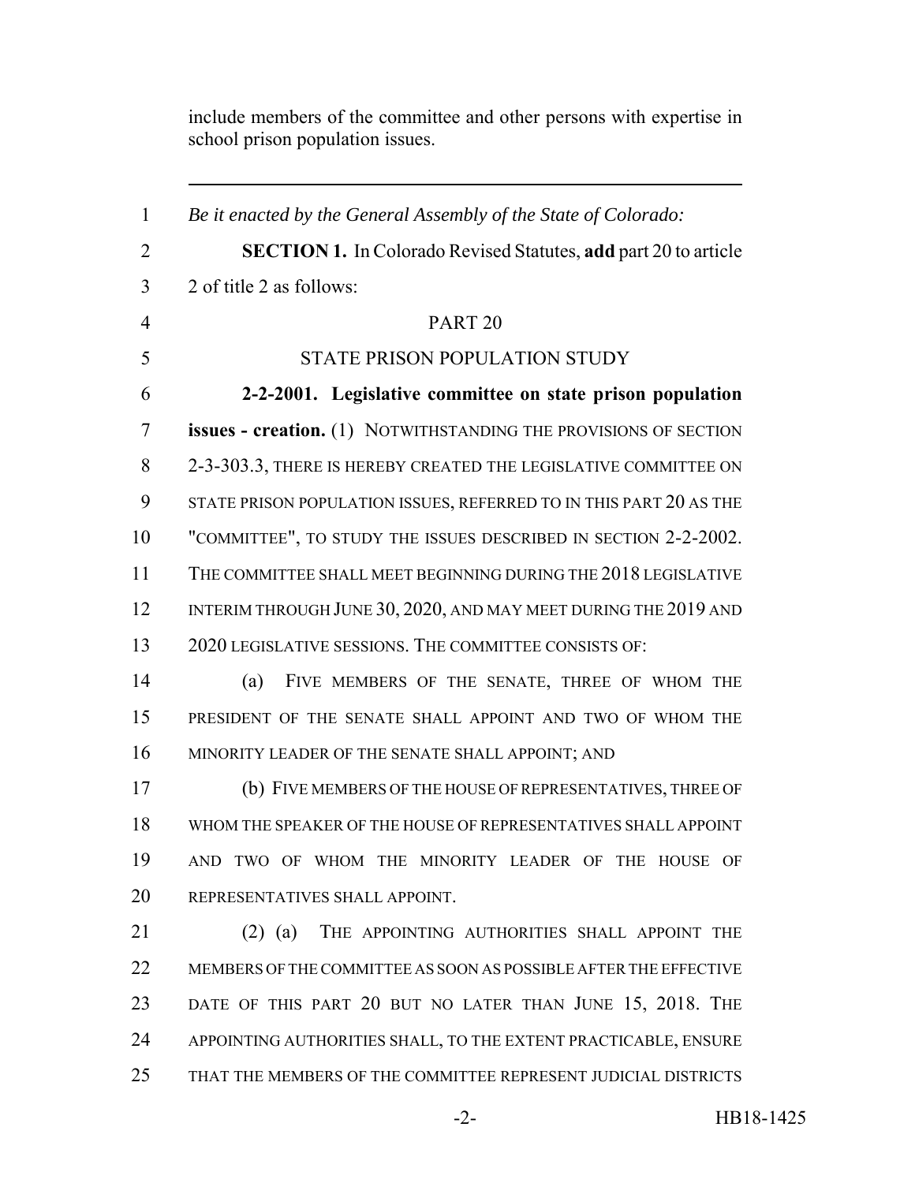include members of the committee and other persons with expertise in school prison population issues.

---

*Be it enacted by the General Assembly of the State of Colorado:*

**SECTION 1.** In Colorado Revised Statutes, **add** part 20 to article 2 of title 2 as follows:

PART 20

STATE PRISON POPULATION STUDY

**2-2-2001. Legislative committee on state prison population issues - creation.** (1) NOTWITHSTANDING THE PROVISIONS OF SECTION 2-3-303.3, THERE IS HEREBY CREATED THE LEGISLATIVE COMMITTEE ON STATE PRISON POPULATION ISSUES, REFERRED TO IN THIS PART 20 AS THE "COMMITTEE", TO STUDY THE ISSUES DESCRIBED IN SECTION 2-2-2002. THE COMMITTEE SHALL MEET BEGINNING DURING THE 2018 LEGISLATIVE INTERIM THROUGH JUNE 30, 2020, AND MAY MEET DURING THE 2019 AND 2020 LEGISLATIVE SESSIONS. THE COMMITTEE CONSISTS OF:

(a) FIVE MEMBERS OF THE SENATE, THREE OF WHOM THE PRESIDENT OF THE SENATE SHALL APPOINT AND TWO OF WHOM THE MINORITY LEADER OF THE SENATE SHALL APPOINT; AND

(b) FIVE MEMBERS OF THE HOUSE OF REPRESENTATIVES, THREE OF WHOM THE SPEAKER OF THE HOUSE OF REPRESENTATIVES SHALL APPOINT AND TWO OF WHOM THE MINORITY LEADER OF THE HOUSE OF REPRESENTATIVES SHALL APPOINT.

(2) (a) THE APPOINTING AUTHORITIES SHALL APPOINT THE MEMBERS OF THE COMMITTEE AS SOON AS POSSIBLE AFTER THE EFFECTIVE DATE OF THIS PART 20 BUT NO LATER THAN JUNE 15, 2018. THE APPOINTING AUTHORITIES SHALL, TO THE EXTENT PRACTICABLE, ENSURE THAT THE MEMBERS OF THE COMMITTEE REPRESENT JUDICIAL DISTRICTS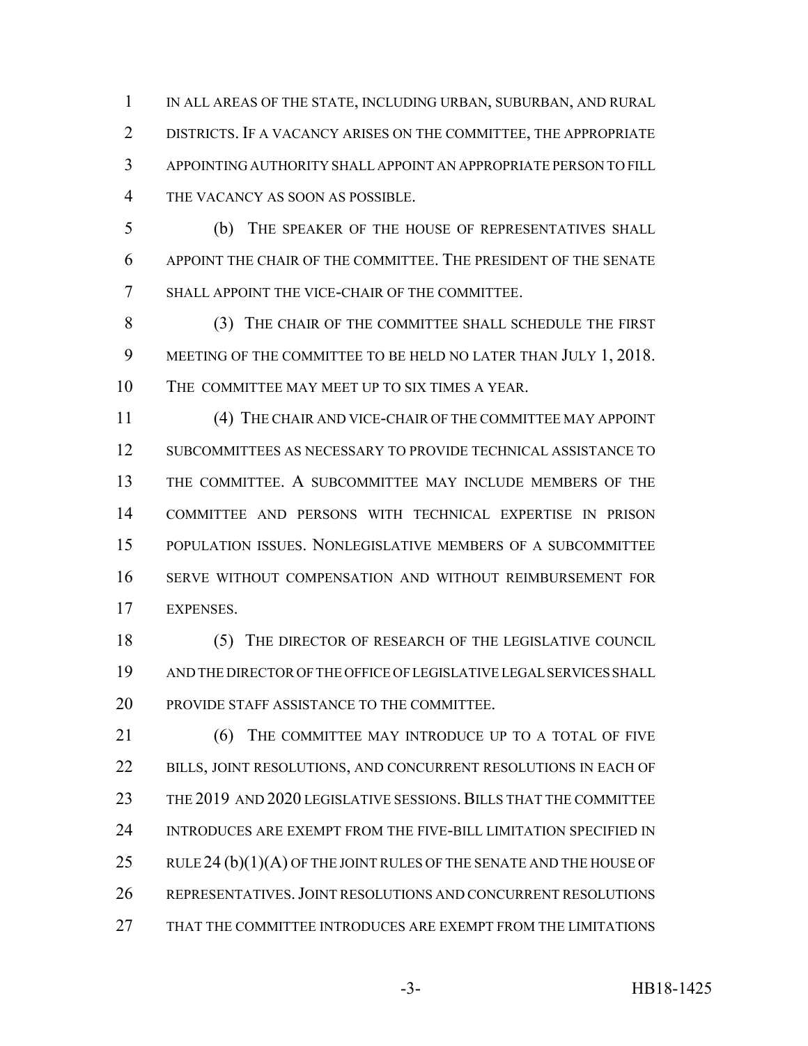IN ALL AREAS OF THE STATE, INCLUDING URBAN, SUBURBAN, AND RURAL DISTRICTS. IF A VACANCY ARISES ON THE COMMITTEE, THE APPROPRIATE APPOINTING AUTHORITY SHALL APPOINT AN APPROPRIATE PERSON TO FILL THE VACANCY AS SOON AS POSSIBLE.

(b) THE SPEAKER OF THE HOUSE OF REPRESENTATIVES SHALL APPOINT THE CHAIR OF THE COMMITTEE. THE PRESIDENT OF THE SENATE SHALL APPOINT THE VICE-CHAIR OF THE COMMITTEE.

(3) THE CHAIR OF THE COMMITTEE SHALL SCHEDULE THE FIRST MEETING OF THE COMMITTEE TO BE HELD NO LATER THAN JULY 1, 2018. THE COMMITTEE MAY MEET UP TO SIX TIMES A YEAR.

(4) THE CHAIR AND VICE-CHAIR OF THE COMMITTEE MAY APPOINT SUBCOMMITTEES AS NECESSARY TO PROVIDE TECHNICAL ASSISTANCE TO THE COMMITTEE. A SUBCOMMITTEE MAY INCLUDE MEMBERS OF THE COMMITTEE AND PERSONS WITH TECHNICAL EXPERTISE IN PRISON POPULATION ISSUES. NONLEGISLATIVE MEMBERS OF A SUBCOMMITTEE SERVE WITHOUT COMPENSATION AND WITHOUT REIMBURSEMENT FOR EXPENSES.

(5) THE DIRECTOR OF RESEARCH OF THE LEGISLATIVE COUNCIL AND THE DIRECTOR OF THE OFFICE OF LEGISLATIVE LEGAL SERVICES SHALL PROVIDE STAFF ASSISTANCE TO THE COMMITTEE.

(6) THE COMMITTEE MAY INTRODUCE UP TO A TOTAL OF FIVE BILLS, JOINT RESOLUTIONS, AND CONCURRENT RESOLUTIONS IN EACH OF THE 2019 AND 2020 LEGISLATIVE SESSIONS. BILLS THAT THE COMMITTEE INTRODUCES ARE EXEMPT FROM THE FIVE-BILL LIMITATION SPECIFIED IN RULE 24 (b)(1)(A) OF THE JOINT RULES OF THE SENATE AND THE HOUSE OF REPRESENTATIVES. JOINT RESOLUTIONS AND CONCURRENT RESOLUTIONS THAT THE COMMITTEE INTRODUCES ARE EXEMPT FROM THE LIMITATIONS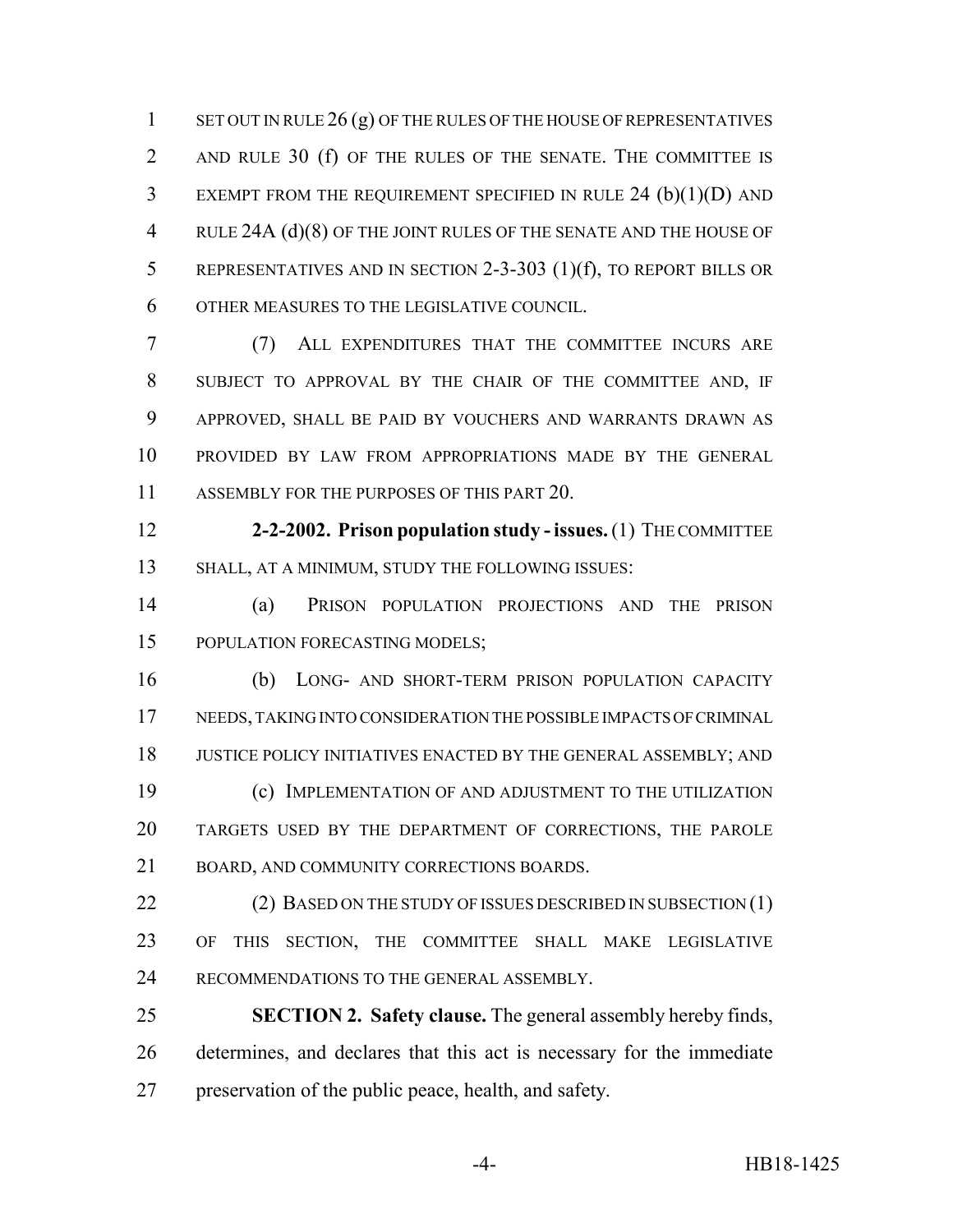SET OUT IN RULE 26 (g) OF THE RULES OF THE HOUSE OF REPRESENTATIVES AND RULE 30 (f) OF THE RULES OF THE SENATE. THE COMMITTEE IS EXEMPT FROM THE REQUIREMENT SPECIFIED IN RULE 24 (b)(1)(D) AND RULE 24A (d)(8) OF THE JOINT RULES OF THE SENATE AND THE HOUSE OF REPRESENTATIVES AND IN SECTION 2-3-303 (1)(f), TO REPORT BILLS OR OTHER MEASURES TO THE LEGISLATIVE COUNCIL.

(7) ALL EXPENDITURES THAT THE COMMITTEE INCURS ARE SUBJECT TO APPROVAL BY THE CHAIR OF THE COMMITTEE AND, IF APPROVED, SHALL BE PAID BY VOUCHERS AND WARRANTS DRAWN AS PROVIDED BY LAW FROM APPROPRIATIONS MADE BY THE GENERAL ASSEMBLY FOR THE PURPOSES OF THIS PART 20.

**2-2-2002. Prison population study - issues.** (1) THE COMMITTEE SHALL, AT A MINIMUM, STUDY THE FOLLOWING ISSUES:

(a) PRISON POPULATION PROJECTIONS AND THE PRISON POPULATION FORECASTING MODELS;

(b) LONG- AND SHORT-TERM PRISON POPULATION CAPACITY NEEDS, TAKING INTO CONSIDERATION THE POSSIBLE IMPACTS OF CRIMINAL JUSTICE POLICY INITIATIVES ENACTED BY THE GENERAL ASSEMBLY; AND

(c) IMPLEMENTATION OF AND ADJUSTMENT TO THE UTILIZATION TARGETS USED BY THE DEPARTMENT OF CORRECTIONS, THE PAROLE BOARD, AND COMMUNITY CORRECTIONS BOARDS.

(2) BASED ON THE STUDY OF ISSUES DESCRIBED IN SUBSECTION (1) OF THIS SECTION, THE COMMITTEE SHALL MAKE LEGISLATIVE RECOMMENDATIONS TO THE GENERAL ASSEMBLY.

**SECTION 2. Safety clause.** The general assembly hereby finds, determines, and declares that this act is necessary for the immediate preservation of the public peace, health, and safety.